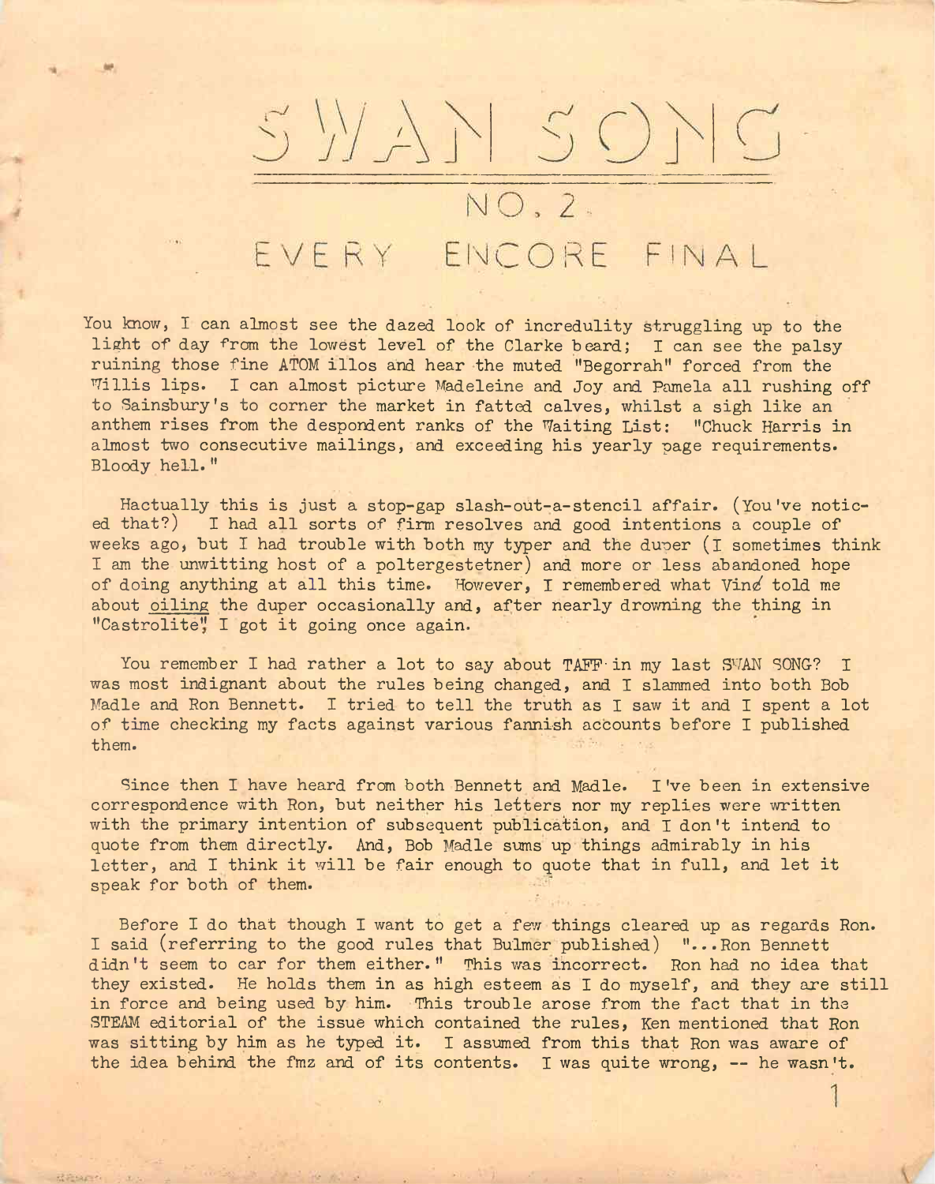# SWAN SONG

## NO. 2

## EVERY ENCORE FINAL

You know, I can almost see the dazed look of incredulity struggling up to the light of day from the lowest level of the Clarke beard; I can see the palsy ruining those fine ATOM illos and hear the muted "Begorrah" forced from the Willis lips. I can almost picture Madeleine and Joy and Pamela all rushing off to Sainsbury's to corner the market in fatted calves, whilst a sigh like an anthem rises from the despondent ranks of the Waiting List: "Chuck Harris in almost two consecutive mailings, and exceeding his yearly page requirements. Bloody hell."

Hactually this is just a stop-gap slash-out-a-stencil affair. (You've noticed that?) I had all sorts of firm resolves and good intentions a couple of weeks ago, but I had trouble with both my typer and the duper (I sometimes think I am the unwitting host of a poltergestetner) and more or less abandoned hope of doing anything at all this time. However, I remembered what Vinc told me about <u>oiling</u> the duper occasionally and, after nearly drowning the thing in "Castrolite", I got it going once again.

You remember I had rather a lot to say about TAFF in my last SWAN SONG? I was most indignant about the rules being changed, and I slammed into both Bob Madle and Ron Bennett. I tried to tell the truth as I saw it and I spent a lot of time checking my facts against various fannish accounts before I published them.

Since then I have heard from both Bennett and Madle. I've been in extensive correspondence with Ron, but neither his letters nor my replies were written with the primary intention of subsequent publication, and I don't intend to quote from them directly. And, Bob Madle sums up things admirably in his letter, and I think it will be fair enough to quote that in full, and let it speak for both of them.

Before I do that though I want to get a few things cleared up as regards Ron. I said (referring to the good rules that Bulmer published) "...Ron Bennett didn't seem to car for them either." This was incorrect. Ron had no idea that they existed. He holds them in as high esteem as I do myself, and they are still in force and being used by him. This trouble arose from the fact that in the STEAM editorial of the issue which contained the rules, Ken mentioned that Ron was sitting by him as he typed it. I assumed from this that Ron was aware of the idea behind the fmz and of its contents. I was quite wrong, -- he wasn't.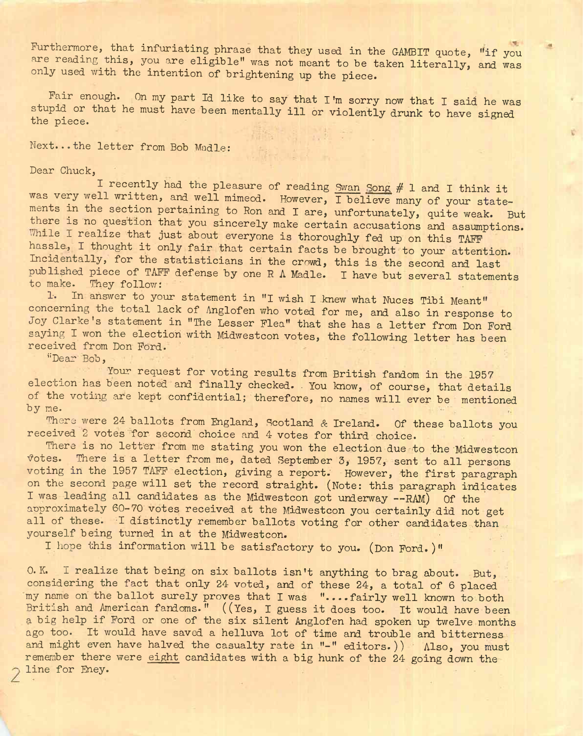Furthermore, that infuriating phrase that they used in the GAMBIT quote, "if you are reading this, you are eligible" was not meant to be taken literally, and was only used with the intention of brightening up the piece.

Fair enough. On my part Id like to say that I'm sorry now that I said he was stupid or that he must have been mentally ill or violently drunk to have signed the piece.

Next...the letter from Bob Madle:

Dear Chuck,

I recently had the pleasure of reading Swan Song # 1 and I think it was very well written, and well mimeod. However, I believe many of your statements in the section pertaining to Ron and I are, unfortunately, quite weak. But there is no question that you sincerely make certain accusations and assumptions. While I realize that just about everyone is thoroughly fed up on this TAFF hassle, I thought it only fair that certain facts be brought to your attention. Incidentally, for the statisticians in the crowd, this is the second and last published piece of TAFF defense by one R A Madle. I have but several statements to make. They follow:

1. In answer to your statement in "I wish I knew what Nuces Tibi Meant" concerning the total lack of Anglofen who voted for me, and also in response to Joy Clarke's statement in "The Lesser Flea" that she has a letter from Don Ford saying I won the election with Midwestcon votes, the following letter has been received from Don Ford.

"Dear Bob,

Your request for voting results from British fandom in the 1957 election has been noted and finally checked. You know, of course, that details of the voting are kept confidential; therefore, no names will ever be mentioned by me.

There were 24 ballots from England, Scotland & Ireland. Of these ballots you received 2 votes for second choice and 4 votes for third choice.

There is no letter from me stating you won the election due to the Midwestcon votes. There is a letter from me, dated September 3, 1957, sent to all persons voting in the 1957 TAFF election, giving a report. However, the first paragraph on the second page will set the record straight. (Note: this paragraph indicates I was leading all candidates as the Midwestcon got underway --RAM) Of the approximately 60-70 votes received at the Midwestcon you certainly did not get all of these. I distinctly remember ballots voting for other candidates than yourself being turned in at the Midwestcon.

I hope this information will be satisfactory to you. (Don Ford.)"

O.K. I realize that being on six ballots isn't anything to brag about. But, considering the fact that only 24 voted, and of these 24, a total of 6 placed my name on the ballot surely proves that I was "....fairly well known to both British and American fandoms." ((Yes, I guess it does too. It would have been a big help if Ford or one of the six silent Anglofen had spoken up twelve months ago too. It would have saved a helluva lot of time and trouble and bitterness and might even have halved the casualty rate in "-" editors.)) Also, you must remember there were eight candidates with a big hunk of the 24 going down the line for Eney.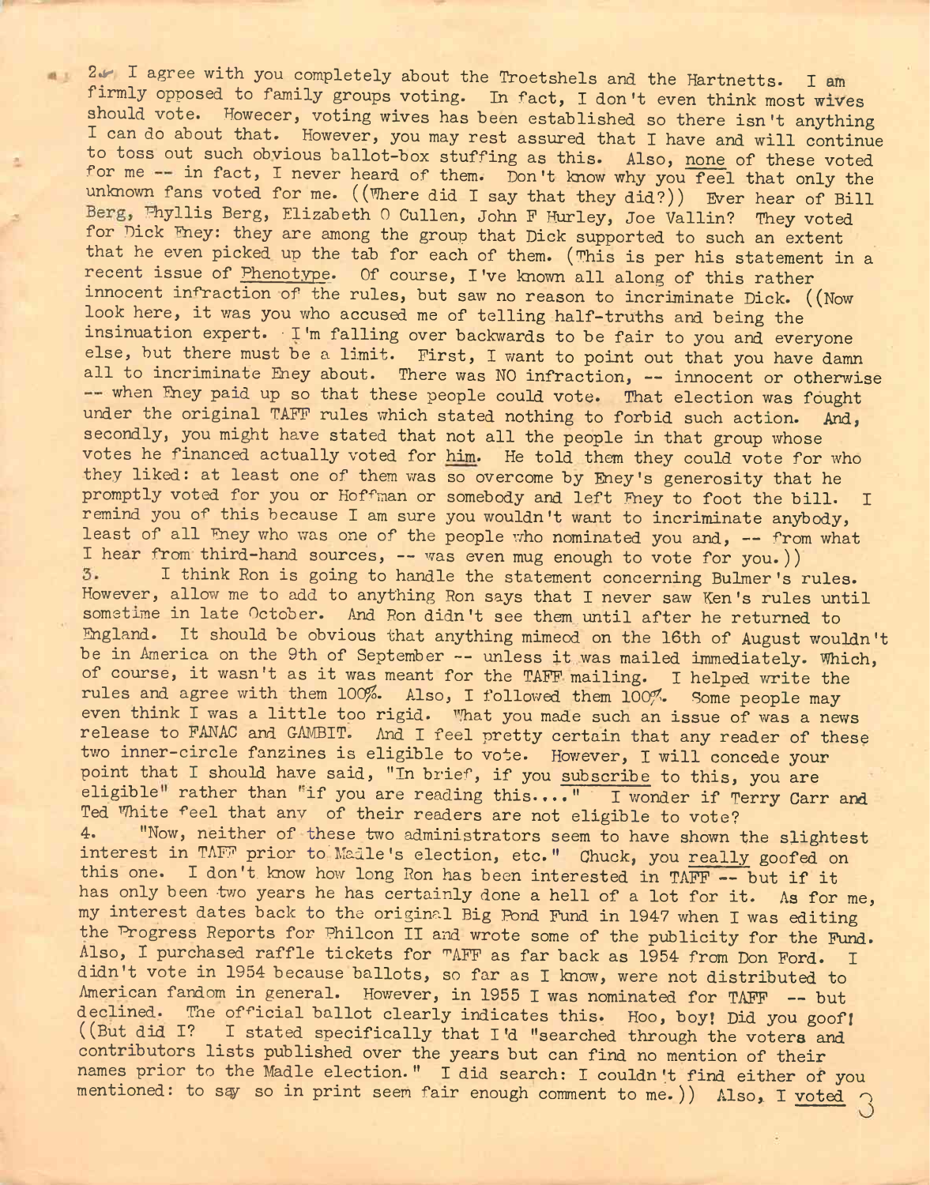2. I agree with you completely about the Troetshels and the Hartnetts. I am firmly opposed to family groups voting. In fact, I don't even think most wives should vote. Howecer, voting wives has been established so there isn't anything I can do about that. However, you may rest assured that I have and will continue to toss out such obvious ballot-box stuffing as this. Also, none of these voted for me -- in fact, I never heard of them. Don't know why you feel that only the unknown fans voted for me. ((Where did I say that they did?)) Ever hear of Bill Berg, Phyllis Berg, Elizabeth O Cullen, John F Hurley, Joe Vallin? They voted for Dick Eney: they are among the group that Dick supported to such an extent that he even picked up the tab for each of them. (This is per his statement in a recent issue of Phenotype. Of course, I've known all along of this rather innocent infraction of the rules, but saw no reason to incriminate Dick. ((Now look here, it was you who accused me of telling half-truths and being the insinuation expert. I'm falling over backwards to be fair to you and everyone else, but there must be a limit. First, I want to point out that you have damn all to incriminate Eney about. There was NO infraction, -- innocent or otherwise -- when Eney paid up so that these people could vote. That election was fought under the original TAFF rules which stated nothing to forbid such action. And, secondly, you might have stated that not all the people in that group whose votes he financed actually voted for him. He told them they could vote for who they liked: at least one of them was so overcome by Eney's generosity that he promptly voted for you or Hoffman or somebody and left Eney to foot the bill. I remind you of this because I am sure you wouldn't want to incriminate anybody, least of all Eney who was one of the people who nominated you and, -- from what I hear from third-hand sources, -- was even mug enough to vote for you.))

3. I think Ron is going to handle the statement concerning Bulmer's rules. However, allow me to add to anything Ron says that I never saw Ken's rules until sometime in late October. And Ron didn't see them until after he returned to England. It should be obvious that anything mimeod on the 16th of August wouldn't be in America on the 9th of September -- unless it was mailed immediately. Which, of course, it wasn't as it was meant for the TAFF mailing. I helped write the rules and agree with them 100%. Also, I followed them 100%. Some people may even think I was a little too rigid. What you made such an issue of was a news release to FANAC and GAMBIT. And I feel pretty certain that any reader of these two inner-circle fanzines is eligible to vote. However, I will concede your point that I should have said, "In brief, if you subscribe to this, you are eligible" rather than "if you are reading this...." I wonder if Terry Carr and Ted White feel that any of their readers are not eligible to vote?

4. "Now, neither of these two administrators seem to have shown the slightest interest in TAFF prior to Madle's election, etc." Chuck, you really goofed on this one. I don't know how long Ron has been interested in TAFF -- but if it has only been two years he has certainly done a hell of a lot for it. As for me, my interest dates back to the original Big Pond Fund in 1947 when I was editing the Progress Reports for Philcon II and wrote some of the publicity for the Fund. Also, I purchased raffle tickets for TAFF as far back as 1954 from Don Ford. I didn't vote in 1954 because ballots, so far as I know, were not distributed to American fandom in general. However, in 1955 I was nominated for TAFF -- but declined. The official ballot clearly indicates this. Hoo, boy! Did you goof! ((But did I? I stated specifically that I'd "searched through the voters and contributors lists published over the years but can find no mention of their names prior to the Madle election." I did search: I couldn't find either of you mentioned: to say so in print seem fair enough comment to me.)) Also, I voted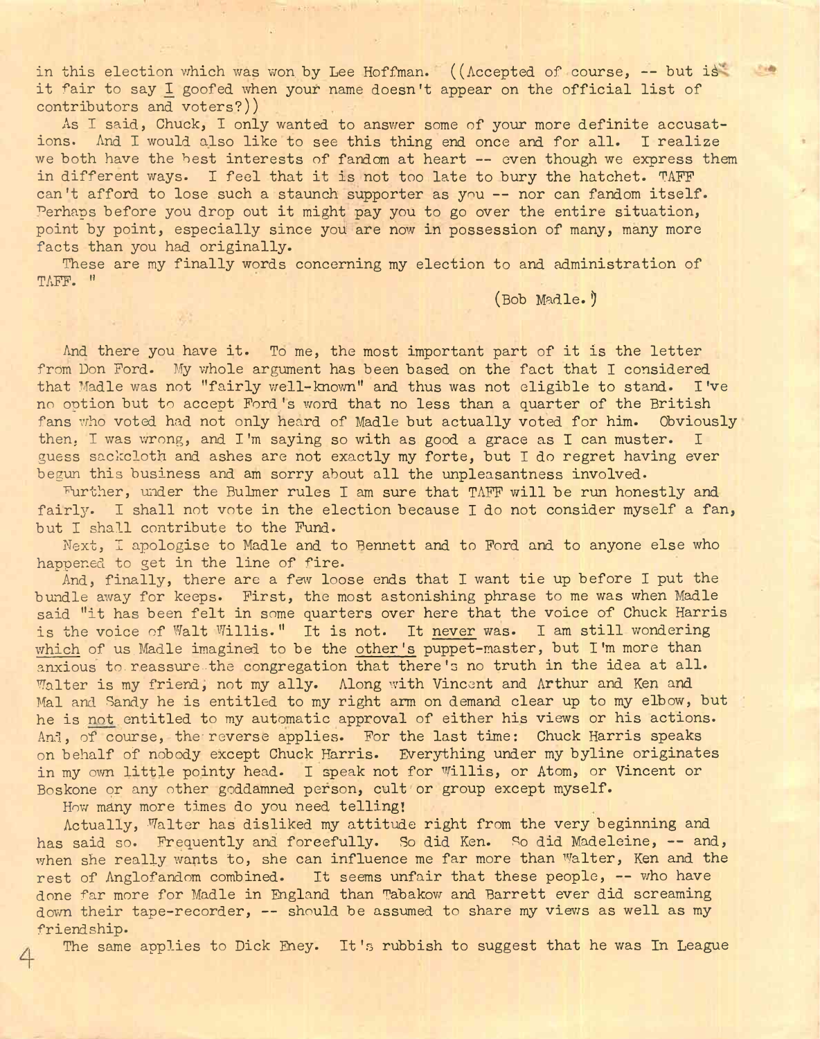in this election which was won by Lee Hoffman. ((Accepted of course, -- but is it fair to say I goofed when your name doesn't appear on the official list of contributors and voters?))

As I said, Chuck, I only wanted to answer some of your more definite accusations. And I would also like to see this thing end once and for all. I realize we both have the best interests of fandom at heart -- even though we express them in different ways. I feel that it is not too late to bury the hatchet. TAFF can't afford to lose such a staunch supporter as you -- nor can fandom itself. Perhaps before you drop out it might pay you to go over the entire situation, point by point, especially since you are now in possession of many, many more facts than you had originally.

These are my finally words concerning my election to and administration of TAFF. "

(Bob Madle.)

And there you have it. To me, the most important part of it is the letter from Don Ford. My whole argument has been based on the fact that I considered that Madle was not "fairly well-known" and thus was not eligible to stand. I've no option but to accept Ford's word that no less than a quarter of the British fans who voted had not only heard of Madle but actually voted for him. Obviously then, I was wrong, and I'm saying so with as good a grace as I can muster. I guess sackcloth and ashes are not exactly my forte, but I do regret having ever begun this business and am sorry about all the unpleasantness involved.

Further, under the Bulmer rules I am sure that TAFF will be run honestly and fairly. I shall not vote in the election because I do not consider myself a fan, but I shall contribute to the Fund.

Next, I apologise to Madle and to Bennett and to Ford and to anyone else who happened to get in the line of fire.

And, finally, there are a few loose ends that I want tie up before I put the bundle away for keeps. First, the most astonishing phrase to me was when Madle said "it has been felt in some quarters over here that the voice of Chuck Harris is the voice of Walt Willis." It is not. It never was. I am still wondering which of us Madle imagined to be the other's puppet-master, but I'm more than anxious to reassure the congregation that there's no truth in the idea at all. Walter is my friend, not my ally. Along with Vincent and Arthur and Ken and Mal and Sandy he is entitled to my right arm on demand clear up to my elbow, but he is not entitled to my automatic approval of either his views or his actions. And, of course, the reverse applies. For the last time: Chuck Harris speaks on behalf of nobody except Chuck Harris. Everything under my byline originates in my own little pointy head. I speak not for Willis, or Atom, or Vincent or Boskone or any other goddamned person, cult or group except myself.

How many more times do you need telling!

Actually, Walter has disliked my attitude right from the very beginning and has said so. Frequently and forcefully. So did Ken. So did Madeleine, -- and, when she really wants to, she can influence me far more than Walter, Ken and the rest of Anglofandom combined. It seems unfair that these people, -- who have done far more for Madle in England than Tabakow and Barrett ever did screaming down their tape-recorder, -- should be assumed to share my views as well as my friendship.

The same applies to Dick Eney. It's rubbish to suggest that he was In League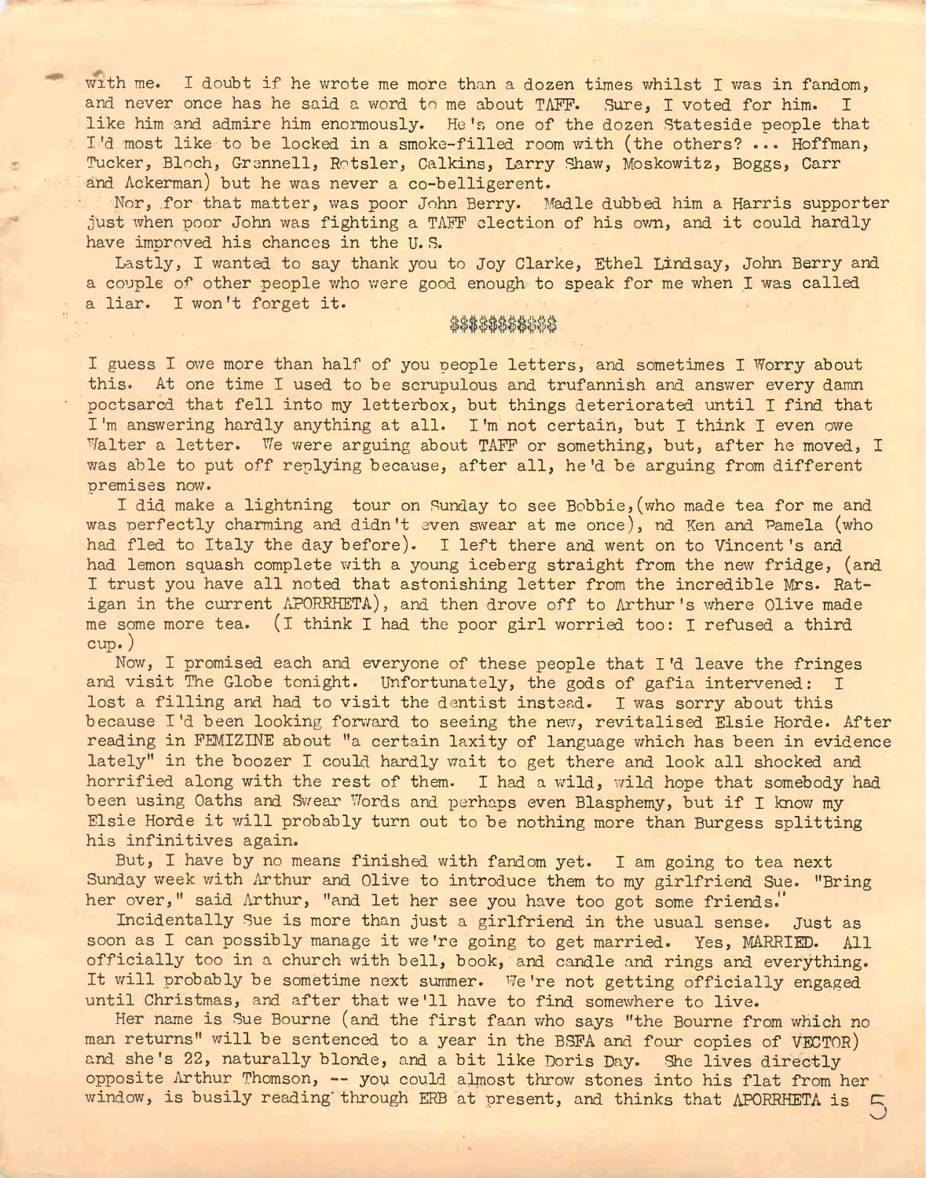with me. I doubt if he wrote me more than a dozen times whilst I was in fandom, and never once has he said a word to me about TAFF. Sure, I voted for him. I like him and admire him enormously. He's one of the dozen Stateside people that I'd most like to be locked in a smoke-filled room with (the others? ... Hoffman, Tucker, Bloch, Grennell, Rotsler, Calkins, Larry Shaw, Moskowitz, Boggs, Carr and Ackerman) but he was never a co-belligerent.

Nor, for that matter, was poor John Berry. Madle dubbed him a Harris supporter just when poor John was fighting a TAFF election of his own, and it could hardly have improved his chances in the U.S.

Lastly, I wanted to say thank you to Joy Clarke, Ethel Lindsay, John Berry and a couple of other people who were good enough to speak for me when I was called a liar. I won't forget it.

$$$$$$$$$$

I guess I owe more than half of you people letters, and sometimes I Worry about this. At one time I used to be scrupulous and trufannish and answer every damn postcard that fell into my letterbox, but things deteriorated until I find that I'm answering hardly anything at all. I'm not certain, but I think I even owe Walter a letter. We were arguing about TAFF or something, but, after he moved, I was able to put off replying because, after all, he'd be arguing from different premises now.

I did make a lightning tour on Sunday to see Bobbie,(who made tea for me and was perfectly charming and didn't even swear at me once), nd Ken and Pamela (who had fled to Italy the day before). I left there and went on to Vincent's and had lemon squash complete with a young iceberg straight from the new fridge, (and I trust you have all noted that astonishing letter from the incredible Mrs. Ratigan in the current APORRHETA), and then drove off to Arthur's where Olive made me some more tea. (I think I had the poor girl worried too: I refused a third cup.)

Now, I promised each and everyone of these people that I'd leave the fringes and visit The Globe tonight. Unfortunately, the gods of gafia intervened: I lost a filling and had to visit the dentist instead. I was sorry about this because I'd been looking forward to seeing the new, revitalised Elsie Horde. After reading in FEMIZINE about "a certain laxity of language which has been in evidence lately" in the boozer I could hardly wait to get there and look all shocked and horrified along with the rest of them. I had a wild, wild hope that somebody had been using Oaths and Swear Words and perhaps even Blasphemy, but if I know my Elsie Horde it will probably turn out to be nothing more than Burgess splitting his infinitives again.

But, I have by no means finished with fandom yet. I am going to tea next Sunday week with Arthur and Olive to introduce them to my girlfriend Sue. "Bring her over," said Arthur, "and let her see you have too got some friends."

Incidentally Sue is more than just a girlfriend in the usual sense. Just as soon as I can possibly manage it we're going to get married. Yes, MARRIED. All officially too in a church with bell, book, and candle and rings and everything. It will probably be sometime next summer. We're not getting officially engaged until Christmas, and after that we'll have to find somewhere to live.

Her name is Sue Bourne (and the first faan who says "the Bourne from which no man returns" will be sentenced to a year in the BSFA and four copies of VECTOR) and she's 22, naturally blonde, and a bit like Doris Day. She lives directly opposite Arthur Thomson, -- you could almost throw stones into his flat from her window, is busily reading through ERB at present, and thinks that APORRHETA is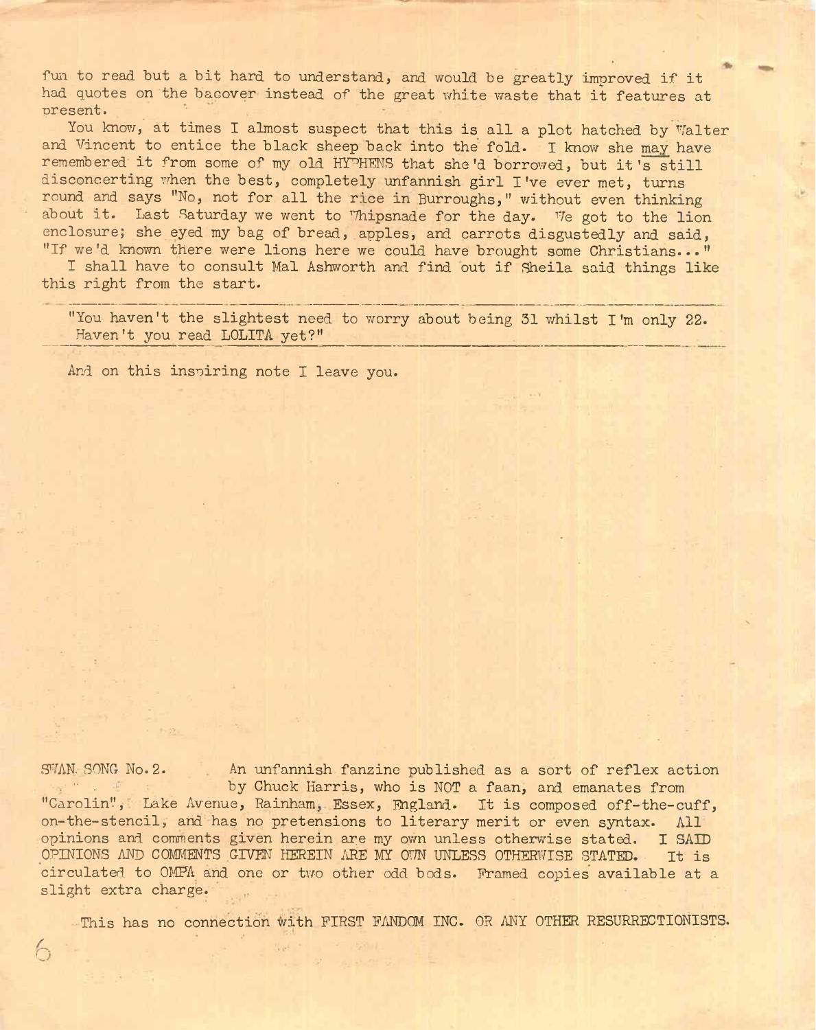fun to read but a bit hard to understand, and would be greatly improved if it had quotes on the bacover instead of the great white waste that it features at present.

You know, at times I almost suspect that this is all a plot hatched by Walter and Vincent to entice the black sheep back into the fold. I know she may have remembered it from some of my old HYPHENS that she'd borrowed, but it's still disconcerting when the best, completely unfannish girl I've ever met, turns round and says "No, not for all the rice in Burroughs," without even thinking about it. Last Saturday we went to Whipsnade for the day. We got to the lion enclosure; she eyed my bag of bread, apples, and carrots disgustedly and said, "If we'd known there were lions here we could have brought some Christians..."

I shall have to consult Mal Ashworth and find out if Sheila said things like this right from the start.

---

"You haven't the slightest need to worry about being 31 whilst I'm only 22. Haven't you read LOLITA yet?"

---

And on this inspiring note I leave you.

SWAN SONG No. 2. An unfannish fanzine published as a sort of reflex action by Chuck Harris, who is NOT a faan, and emanates from "Carolin", Lake Avenue, Rainham, Essex, England. It is composed off-the-cuff, on-the-stencil, and has no pretensions to literary merit or even syntax. All opinions and comments given herein are my own unless otherwise stated. I SAID OPINIONS AND COMMENTS GIVEN HEREIN ARE MY OWN UNLESS OTHERWISE STATED. It is circulated to OMPA and one or two other odd bods. Framed copies available at a slight extra charge.

This has no connection with FIRST FANDOM INC. OR ANY OTHER RESURRECTIONISTS.